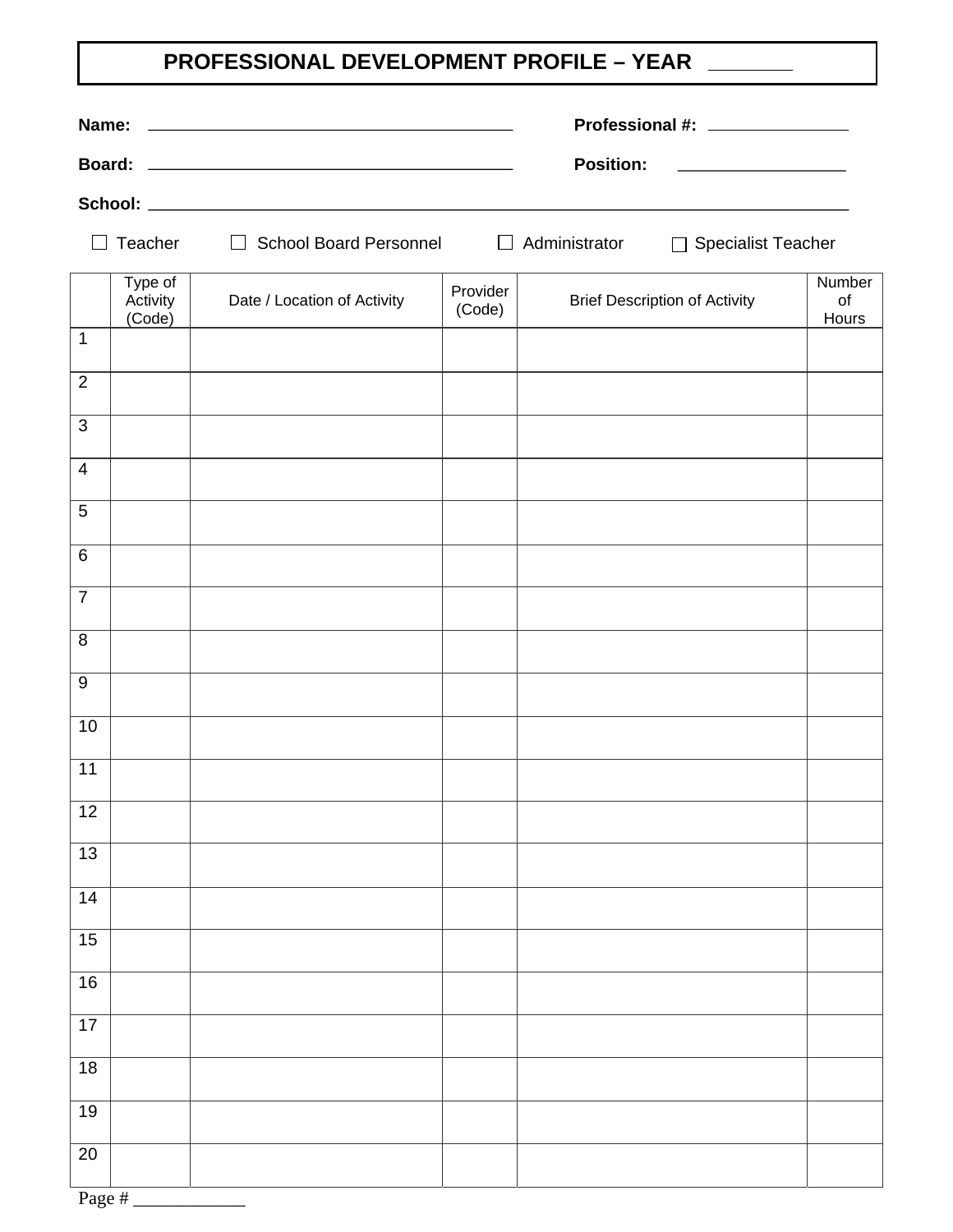# PROFESSIONAL DEVELOPMENT PROFILE – YEAR _______

**Name:** ______________________________________ **Professional #:** _______________

**Board:** ______________________________________ **Position:** _________________

**School:** ________________________________________________________________________

☐ Teacher ☐ School Board Personnel ☐ Administrator ☐ Specialist Teacher

| | Type of Activity (Code) | Date / Location of Activity | Provider (Code) | Brief Description of Activity | Number of Hours |
|---|---|---|---|---|---|
| 1 | | | | | |
| 2 | | | | | |
| 3 | | | | | |
| 4 | | | | | |
| 5 | | | | | |
| 6 | | | | | |
| 7 | | | | | |
| 8 | | | | | |
| 9 | | | | | |
| 10 | | | | | |
| 11 | | | | | |
| 12 | | | | | |
| 13 | | | | | |
| 14 | | | | | |
| 15 | | | | | |
| 16 | | | | | |
| 17 | | | | | |
| 18 | | | | | |
| 19 | | | | | |
| 20 | | | | | |

Page # ____________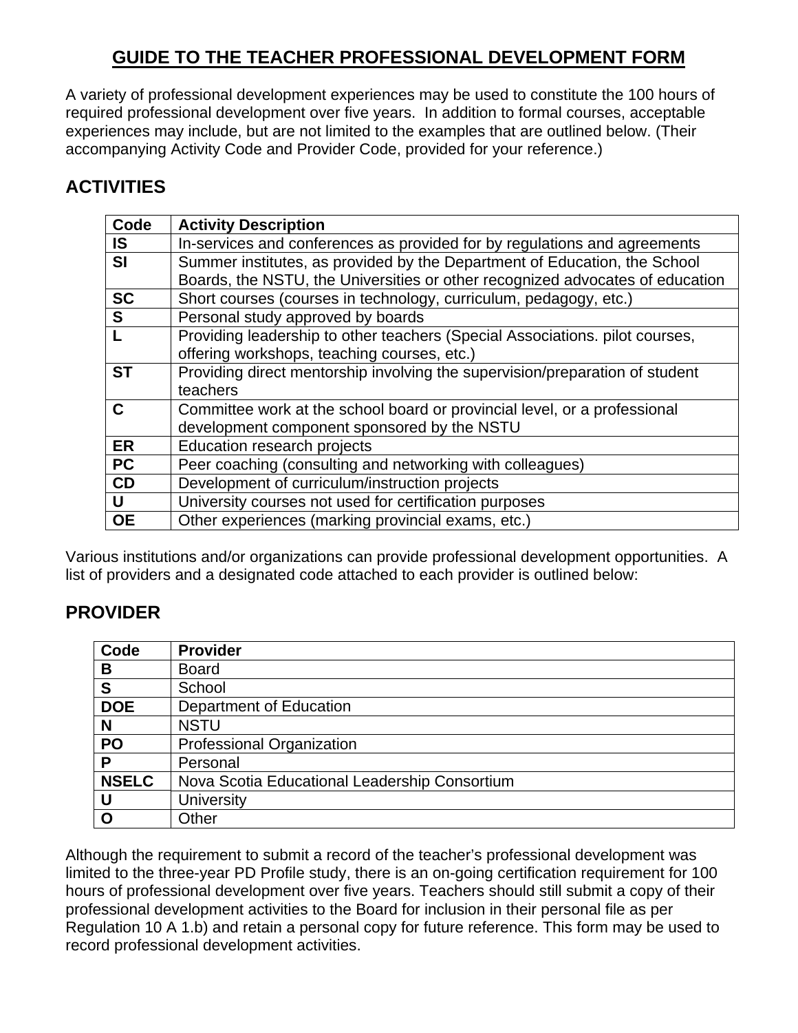# GUIDE TO THE TEACHER PROFESSIONAL DEVELOPMENT FORM

A variety of professional development experiences may be used to constitute the 100 hours of required professional development over five years. In addition to formal courses, acceptable experiences may include, but are not limited to the examples that are outlined below. (Their accompanying Activity Code and Provider Code, provided for your reference.)

## ACTIVITIES

| Code | Activity Description |
|---|---|
| **IS** | In-services and conferences as provided for by regulations and agreements |
| **SI** | Summer institutes, as provided by the Department of Education, the School Boards, the NSTU, the Universities or other recognized advocates of education |
| **SC** | Short courses (courses in technology, curriculum, pedagogy, etc.) |
| **S** | Personal study approved by boards |
| **L** | Providing leadership to other teachers (Special Associations. pilot courses, offering workshops, teaching courses, etc.) |
| **ST** | Providing direct mentorship involving the supervision/preparation of student teachers |
| **C** | Committee work at the school board or provincial level, or a professional development component sponsored by the NSTU |
| **ER** | Education research projects |
| **PC** | Peer coaching (consulting and networking with colleagues) |
| **CD** | Development of curriculum/instruction projects |
| **U** | University courses not used for certification purposes |
| **OE** | Other experiences (marking provincial exams, etc.) |

Various institutions and/or organizations can provide professional development opportunities. A list of providers and a designated code attached to each provider is outlined below:

## PROVIDER

| Code | Provider |
|---|---|
| **B** | Board |
| **S** | School |
| **DOE** | Department of Education |
| **N** | NSTU |
| **PO** | Professional Organization |
| **P** | Personal |
| **NSELC** | Nova Scotia Educational Leadership Consortium |
| **U** | University |
| **O** | Other |

Although the requirement to submit a record of the teacher's professional development was limited to the three-year PD Profile study, there is an on-going certification requirement for 100 hours of professional development over five years. Teachers should still submit a copy of their professional development activities to the Board for inclusion in their personal file as per Regulation 10 A 1.b) and retain a personal copy for future reference. This form may be used to record professional development activities.